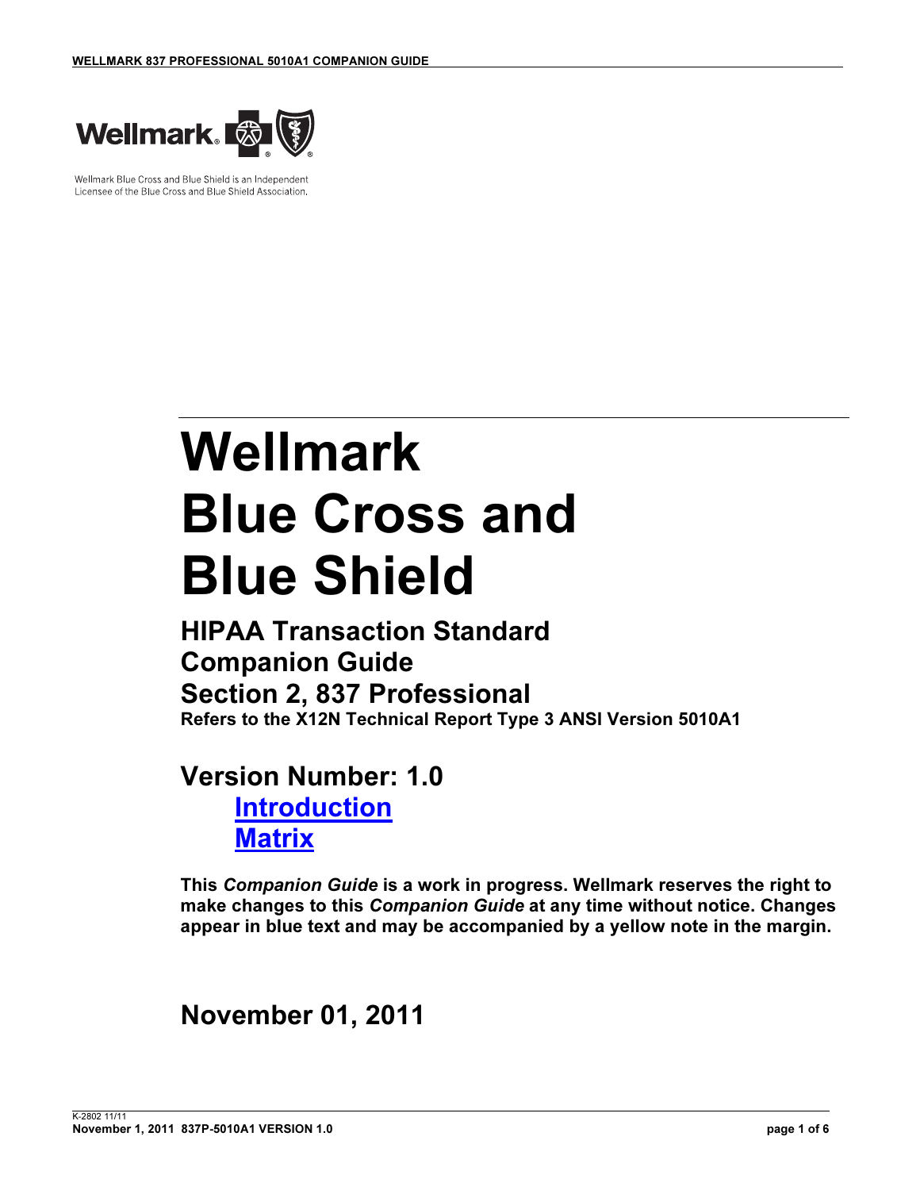Wellmark Blue Cross and Blue Shield is an Independent Licensee of the Blue Cross and Blue Shield Association.

# Wellmark Blue Cross and Blue Shield

## HIPAA Transaction Standard Companion Guide Section 2, 837 Professional

**Refers to the X12N Technical Report Type 3 ANSI Version 5010A1**

## Version Number: 1.0

**Introduction**
**Matrix**

**This *Companion Guide* is a work in progress. Wellmark reserves the right to make changes to this *Companion Guide* at any time without notice. Changes appear in blue text and may be accompanied by a yellow note in the margin.**

## November 01, 2011

K-2802 11/11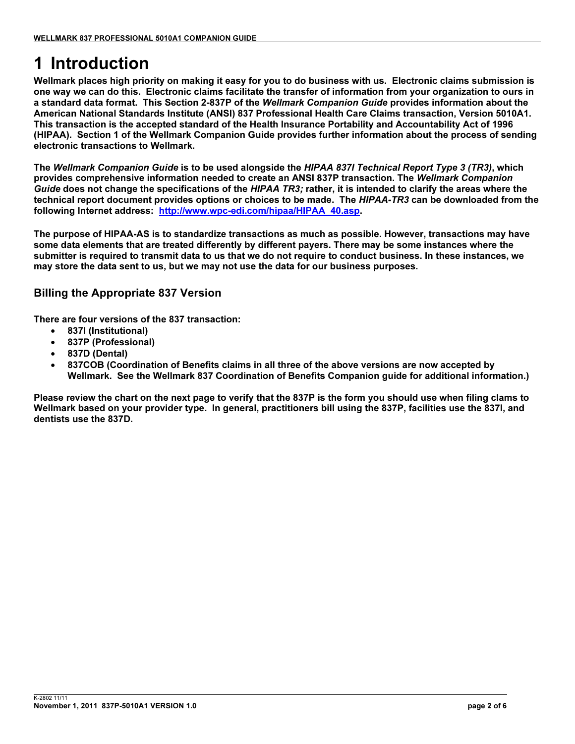# 1 Introduction

**Wellmark places high priority on making it easy for you to do business with us. Electronic claims submission is one way we can do this. Electronic claims facilitate the transfer of information from your organization to ours in a standard data format. This Section 2-837P of the *Wellmark Companion Guide* provides information about the American National Standards Institute (ANSI) 837 Professional Health Care Claims transaction, Version 5010A1. This transaction is the accepted standard of the Health Insurance Portability and Accountability Act of 1996 (HIPAA). Section 1 of the Wellmark Companion Guide provides further information about the process of sending electronic transactions to Wellmark.**

**The *Wellmark Companion Guide* is to be used alongside the *HIPAA 837I Technical Report Type 3 (TR3)*, which provides comprehensive information needed to create an ANSI 837P transaction. The *Wellmark Companion Guide* does not change the specifications of the *HIPAA TR3;* rather, it is intended to clarify the areas where the technical report document provides options or choices to be made. The *HIPAA-TR3* can be downloaded from the following Internet address: [http://www.wpc-edi.com/hipaa/HIPAA_40.asp](http://www.wpc-edi.com/hipaa/HIPAA_40.asp).**

**The purpose of HIPAA-AS is to standardize transactions as much as possible. However, transactions may have some data elements that are treated differently by different payers. There may be some instances where the submitter is required to transmit data to us that we do not require to conduct business. In these instances, we may store the data sent to us, but we may not use the data for our business purposes.**

## Billing the Appropriate 837 Version

**There are four versions of the 837 transaction:**

- **837I (Institutional)**
- **837P (Professional)**
- **837D (Dental)**
- **837COB (Coordination of Benefits claims in all three of the above versions are now accepted by Wellmark. See the Wellmark 837 Coordination of Benefits Companion guide for additional information.)**

**Please review the chart on the next page to verify that the 837P is the form you should use when filing clams to Wellmark based on your provider type. In general, practitioners bill using the 837P, facilities use the 837I, and dentists use the 837D.**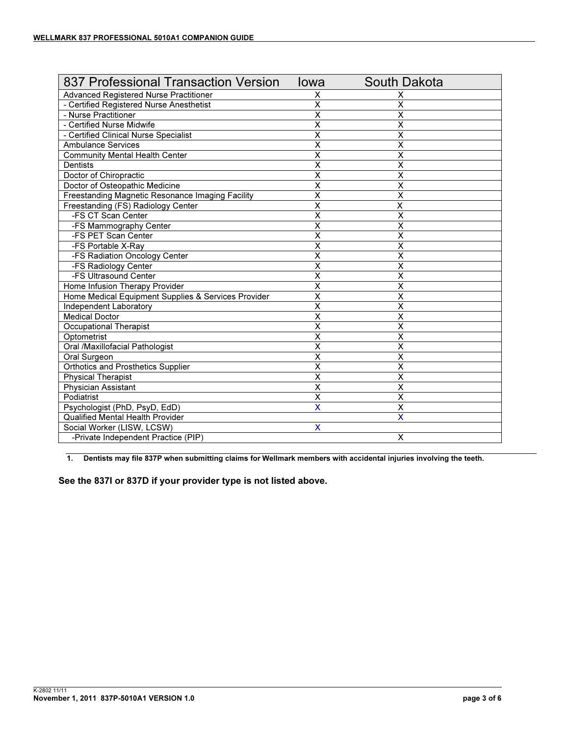| 837 Professional Transaction Version | Iowa | South Dakota |
|---|---|---|
| Advanced Registered Nurse Practitioner | X | X |
| - Certified Registered Nurse Anesthetist | X | X |
| - Nurse Practitioner | X | X |
| - Certified Nurse Midwife | X | X |
| - Certified Clinical Nurse Specialist | X | X |
| Ambulance Services | X | X |
| Community Mental Health Center | X | X |
| Dentists | X | X |
| Doctor of Chiropractic | X | X |
| Doctor of Osteopathic Medicine | X | X |
| Freestanding Magnetic Resonance Imaging Facility | X | X |
| Freestanding (FS) Radiology Center | X | X |
| -FS CT Scan Center | X | X |
| -FS Mammography Center | X | X |
| -FS PET Scan Center | X | X |
| -FS Portable X-Ray | X | X |
| -FS Radiation Oncology Center | X | X |
| -FS Radiology Center | X | X |
| -FS Ultrasound Center | X | X |
| Home Infusion Therapy Provider | X | X |
| Home Medical Equipment Supplies & Services Provider | X | X |
| Independent Laboratory | X | X |
| Medical Doctor | X | X |
| Occupational Therapist | X | X |
| Optometrist | X | X |
| Oral /Maxillofacial Pathologist | X | X |
| Oral Surgeon | X | X |
| Orthotics and Prosthetics Supplier | X | X |
| Physical Therapist | X | X |
| Physician Assistant | X | X |
| Podiatrist | X | X |
| Psychologist (PhD, PsyD, EdD) | X | X |
| Qualified Mental Health Provider | | X |
| Social Worker (LISW, LCSW) | X | |
| -Private Independent Practice (PIP) | | X |

1. **Dentists may file 837P when submitting claims for Wellmark members with accidental injuries involving the teeth.**

**See the 837I or 837D if your provider type is not listed above.**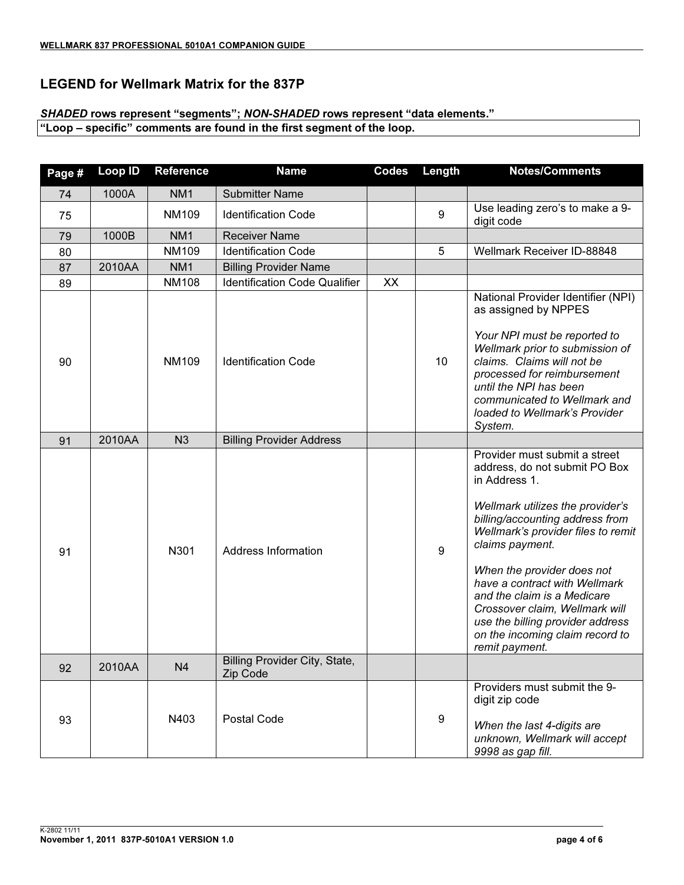## LEGEND for Wellmark Matrix for the 837P

***SHADED* rows represent "segments"; *NON-SHADED* rows represent "data elements."**

**"Loop – specific" comments are found in the first segment of the loop.**

| Page # | Loop ID | Reference | Name | Codes | Length | Notes/Comments |
|---|---|---|---|---|---|---|
| 74 | 1000A | NM1 | Submitter Name | | | |
| 75 | | NM109 | Identification Code | | 9 | Use leading zero's to make a 9-digit code |
| 79 | 1000B | NM1 | Receiver Name | | | |
| 80 | | NM109 | Identification Code | | 5 | Wellmark Receiver ID-88848 |
| 87 | 2010AA | NM1 | Billing Provider Name | | | |
| 89 | | NM108 | Identification Code Qualifier | XX | | |
| 90 | | NM109 | Identification Code | | 10 | National Provider Identifier (NPI) as assigned by NPPES<br><br>*Your NPI must be reported to Wellmark prior to submission of claims. Claims will not be processed for reimbursement until the NPI has been communicated to Wellmark and loaded to Wellmark's Provider System.* |
| 91 | 2010AA | N3 | Billing Provider Address | | | |
| 91 | | N301 | Address Information | | 9 | Provider must submit a street address, do not submit PO Box in Address 1.<br><br>*Wellmark utilizes the provider's billing/accounting address from Wellmark's provider files to remit claims payment.*<br><br>*When the provider does not have a contract with Wellmark and the claim is a Medicare Crossover claim, Wellmark will use the billing provider address on the incoming claim record to remit payment.* |
| 92 | 2010AA | N4 | Billing Provider City, State, Zip Code | | | |
| 93 | | N403 | Postal Code | | 9 | Providers must submit the 9-digit zip code<br><br>*When the last 4-digits are unknown, Wellmark will accept 9998 as gap fill.* |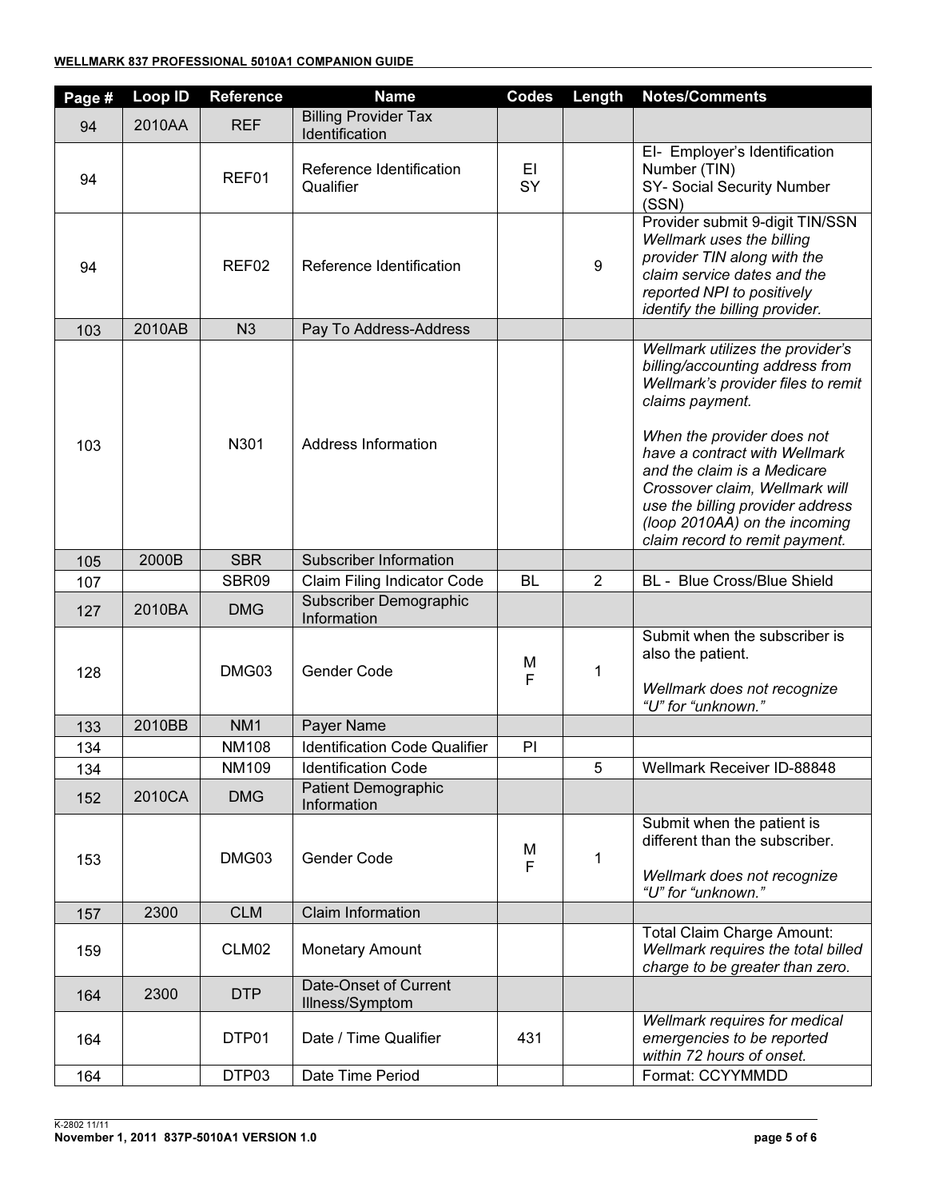| Page # | Loop ID | Reference | Name | Codes | Length | Notes/Comments |
|---|---|---|---|---|---|---|
| 94 | 2010AA | REF | Billing Provider Tax Identification | | | |
| 94 | | REF01 | Reference Identification Qualifier | EI<br>SY | | EI- Employer's Identification Number (TIN)<br>SY- Social Security Number (SSN) |
| 94 | | REF02 | Reference Identification | | 9 | Provider submit 9-digit TIN/SSN<br>*Wellmark uses the billing provider TIN along with the claim service dates and the reported NPI to positively identify the billing provider.* |
| 103 | 2010AB | N3 | Pay To Address-Address | | | |
| 103 | | N301 | Address Information | | | *Wellmark utilizes the provider's billing/accounting address from Wellmark's provider files to remit claims payment.*<br><br>*When the provider does not have a contract with Wellmark and the claim is a Medicare Crossover claim, Wellmark will use the billing provider address (loop 2010AA) on the incoming claim record to remit payment.* |
| 105 | 2000B | SBR | Subscriber Information | | | |
| 107 | | SBR09 | Claim Filing Indicator Code | BL | 2 | BL - Blue Cross/Blue Shield |
| 127 | 2010BA | DMG | Subscriber Demographic Information | | | |
| 128 | | DMG03 | Gender Code | M<br>F | 1 | Submit when the subscriber is also the patient.<br><br>*Wellmark does not recognize "U" for "unknown."* |
| 133 | 2010BB | NM1 | Payer Name | | | |
| 134 | | NM108 | Identification Code Qualifier | PI | | |
| 134 | | NM109 | Identification Code | | 5 | Wellmark Receiver ID-88848 |
| 152 | 2010CA | DMG | Patient Demographic Information | | | |
| 153 | | DMG03 | Gender Code | M<br>F | 1 | Submit when the patient is different than the subscriber.<br><br>*Wellmark does not recognize "U" for "unknown."* |
| 157 | 2300 | CLM | Claim Information | | | |
| 159 | | CLM02 | Monetary Amount | | | Total Claim Charge Amount: *Wellmark requires the total billed charge to be greater than zero.* |
| 164 | 2300 | DTP | Date-Onset of Current Illness/Symptom | | | |
| 164 | | DTP01 | Date / Time Qualifier | 431 | | *Wellmark requires for medical emergencies to be reported within 72 hours of onset.* |
| 164 | | DTP03 | Date Time Period | | | Format: CCYYMMDD |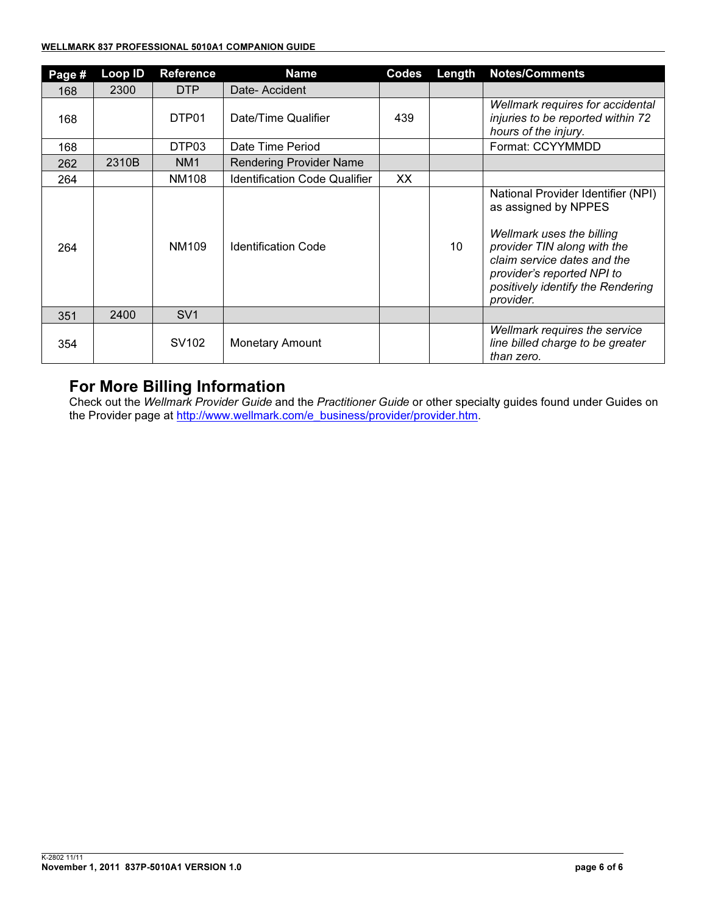| Page # | Loop ID | Reference | Name | Codes | Length | Notes/Comments |
|---|---|---|---|---|---|---|
| 168 | 2300 | DTP | Date- Accident | | | |
| 168 | | DTP01 | Date/Time Qualifier | 439 | | *Wellmark requires for accidental injuries to be reported within 72 hours of the injury.* |
| 168 | | DTP03 | Date Time Period | | | Format: CCYYMMDD |
| 262 | 2310B | NM1 | Rendering Provider Name | | | |
| 264 | | NM108 | Identification Code Qualifier | XX | | |
| 264 | | NM109 | Identification Code | | 10 | National Provider Identifier (NPI) as assigned by NPPES<br><br>*Wellmark uses the billing provider TIN along with the claim service dates and the provider's reported NPI to positively identify the Rendering provider.* |
| 351 | 2400 | SV1 | | | | |
| 354 | | SV102 | Monetary Amount | | | *Wellmark requires the service line billed charge to be greater than zero.* |

## For More Billing Information

Check out the *Wellmark Provider Guide* and the *Practitioner Guide* or other specialty guides found under Guides on the Provider page at http://www.wellmark.com/e_business/provider/provider.htm.

K-2802 11/11